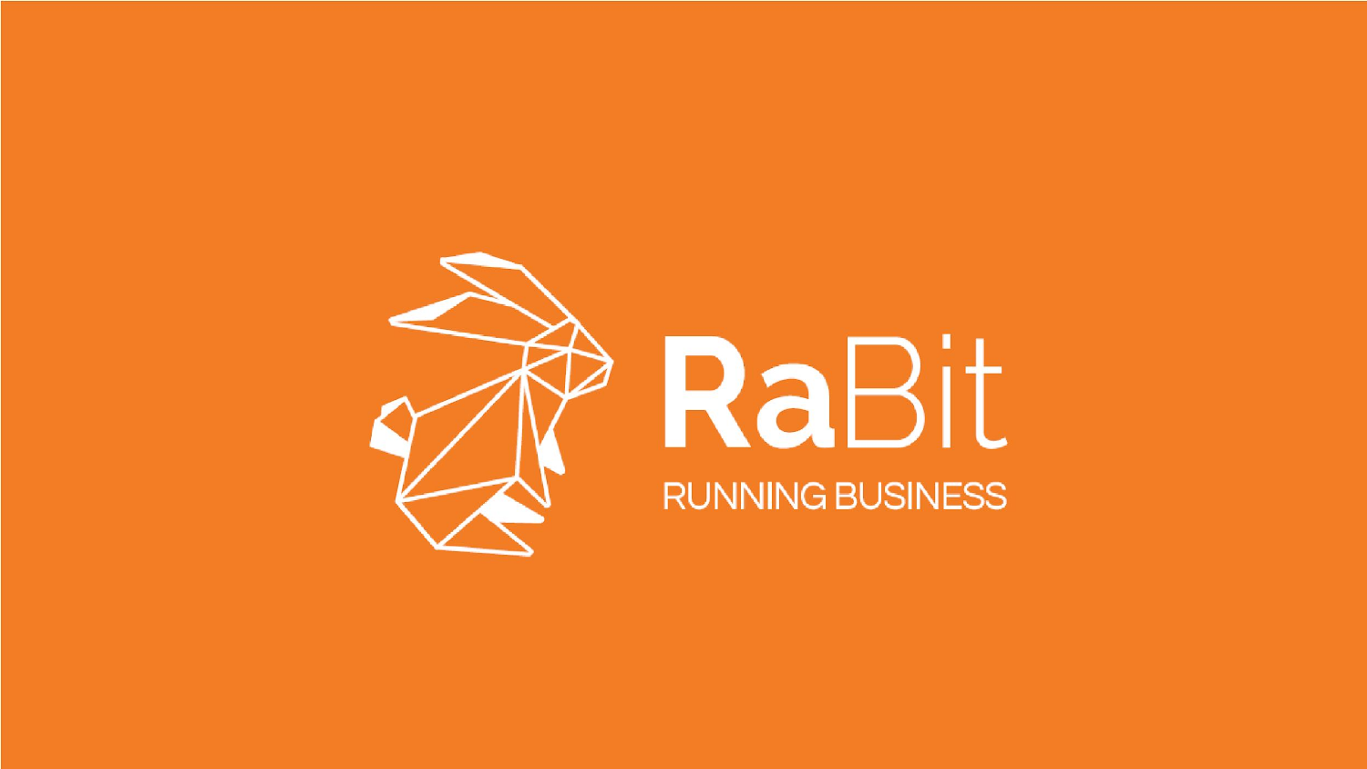# RaBit

RUNNING BUSINESS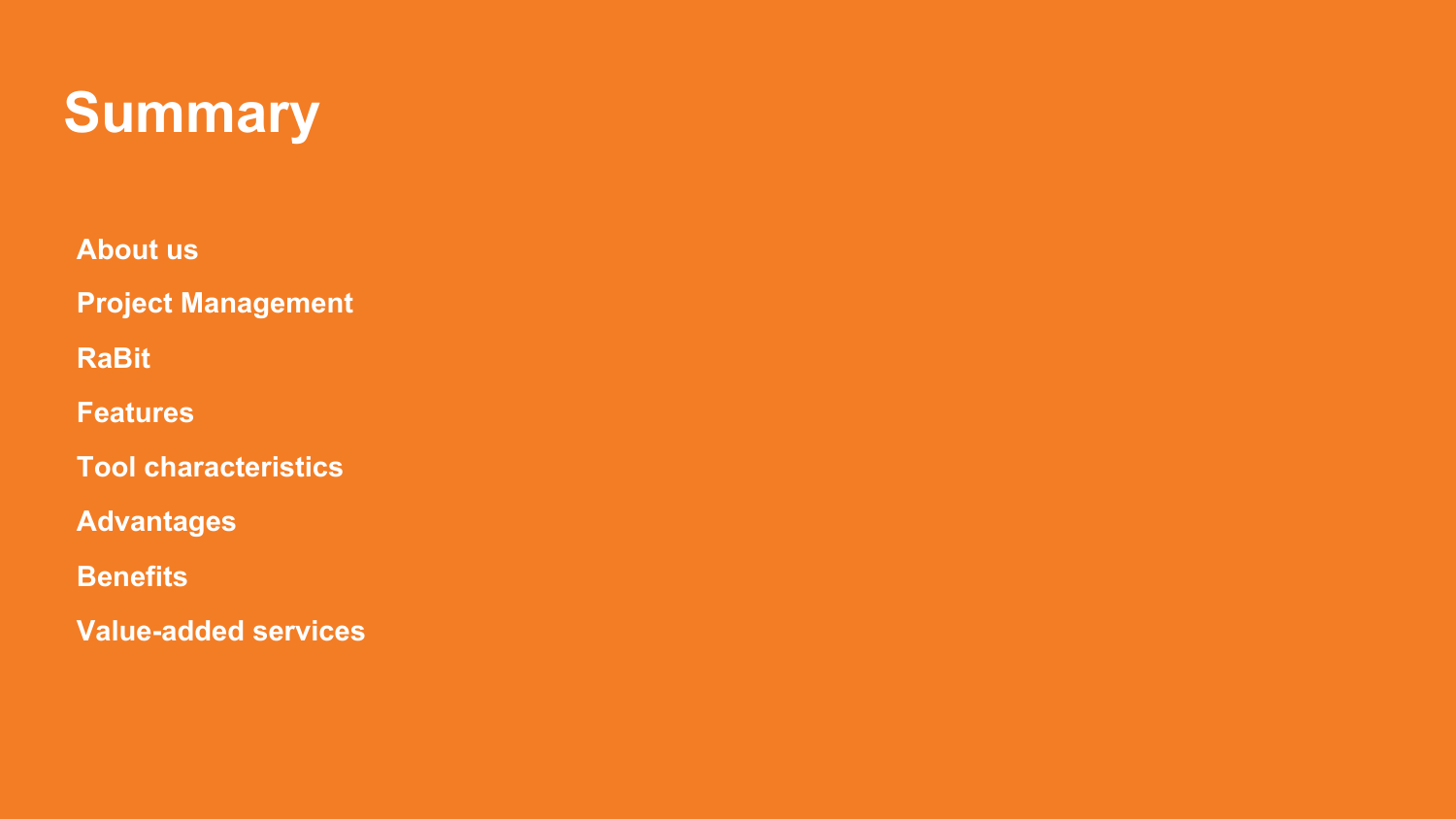# Summary

**About us**

**Project Management**

**RaBit**

**Features**

**Tool characteristics**

**Advantages**

**Benefits**

**Value-added services**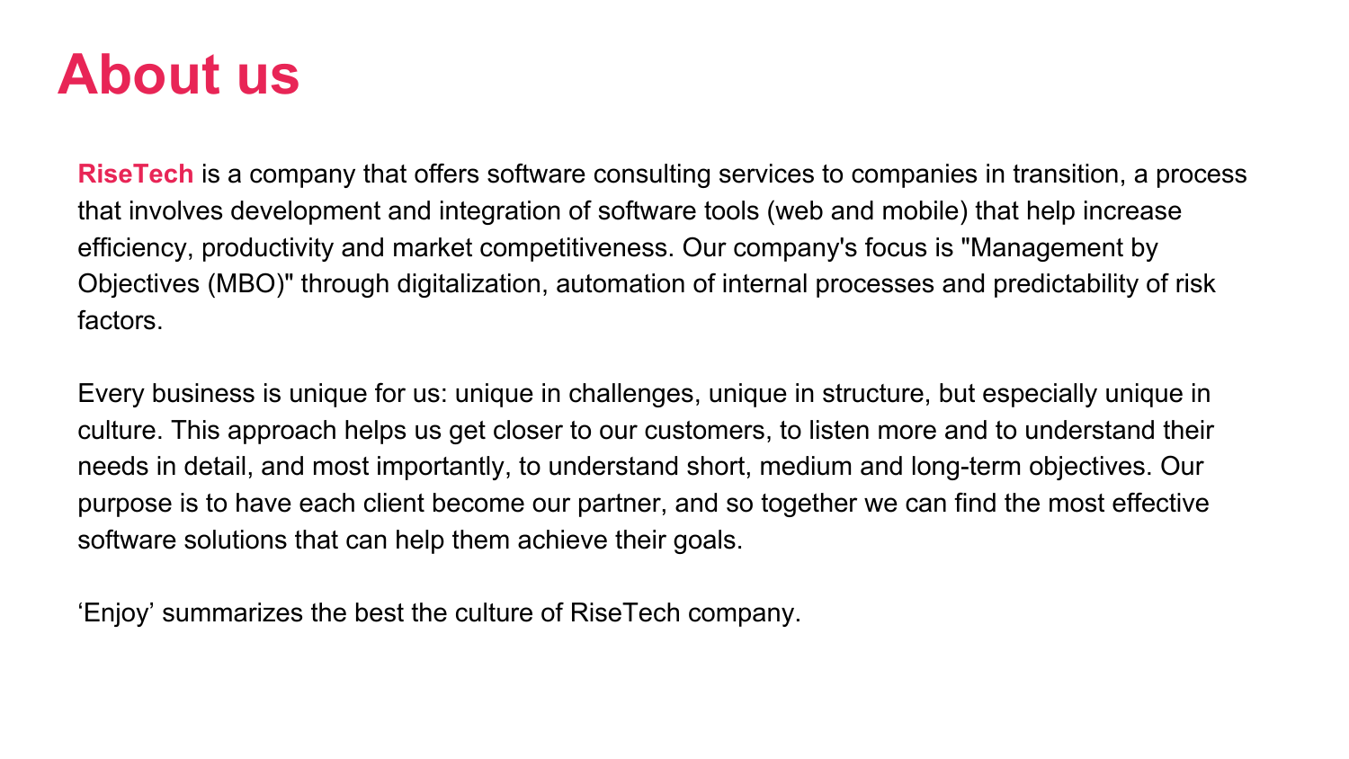# About us

**RiseTech** is a company that offers software consulting services to companies in transition, a process that involves development and integration of software tools (web and mobile) that help increase efficiency, productivity and market competitiveness. Our company's focus is "Management by Objectives (MBO)" through digitalization, automation of internal processes and predictability of risk factors.

Every business is unique for us: unique in challenges, unique in structure, but especially unique in culture. This approach helps us get closer to our customers, to listen more and to understand their needs in detail, and most importantly, to understand short, medium and long-term objectives. Our purpose is to have each client become our partner, and so together we can find the most effective software solutions that can help them achieve their goals.

‘Enjoy’ summarizes the best the culture of RiseTech company.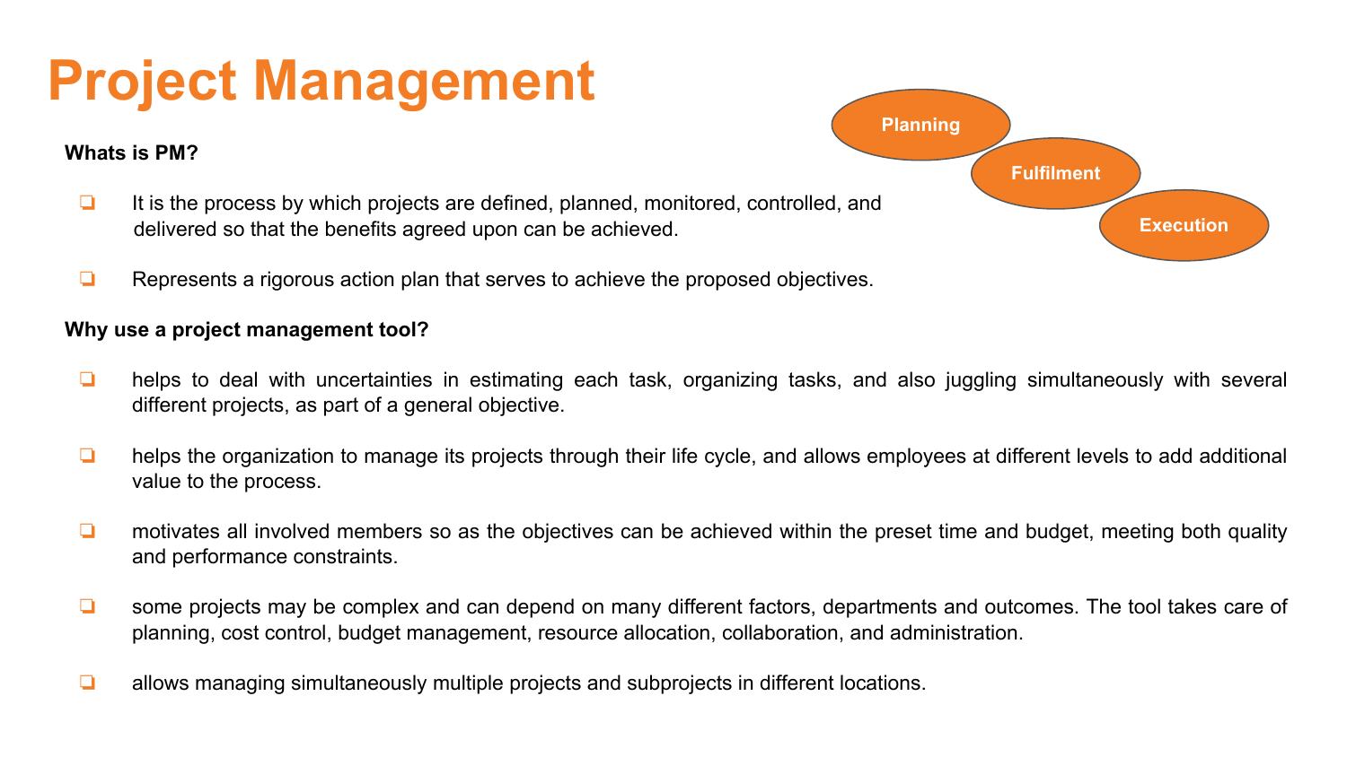# Project Management

Planning

Fulfilment

Execution

**Whats is PM?**

- It is the process by which projects are defined, planned, monitored, controlled, and delivered so that the benefits agreed upon can be achieved.

- Represents a rigorous action plan that serves to achieve the proposed objectives.

**Why use a project management tool?**

- helps to deal with uncertainties in estimating each task, organizing tasks, and also juggling simultaneously with several different projects, as part of a general objective.

- helps the organization to manage its projects through their life cycle, and allows employees at different levels to add additional value to the process.

- motivates all involved members so as the objectives can be achieved within the preset time and budget, meeting both quality and performance constraints.

- some projects may be complex and can depend on many different factors, departments and outcomes. The tool takes care of planning, cost control, budget management, resource allocation, collaboration, and administration.

- allows managing simultaneously multiple projects and subprojects in different locations.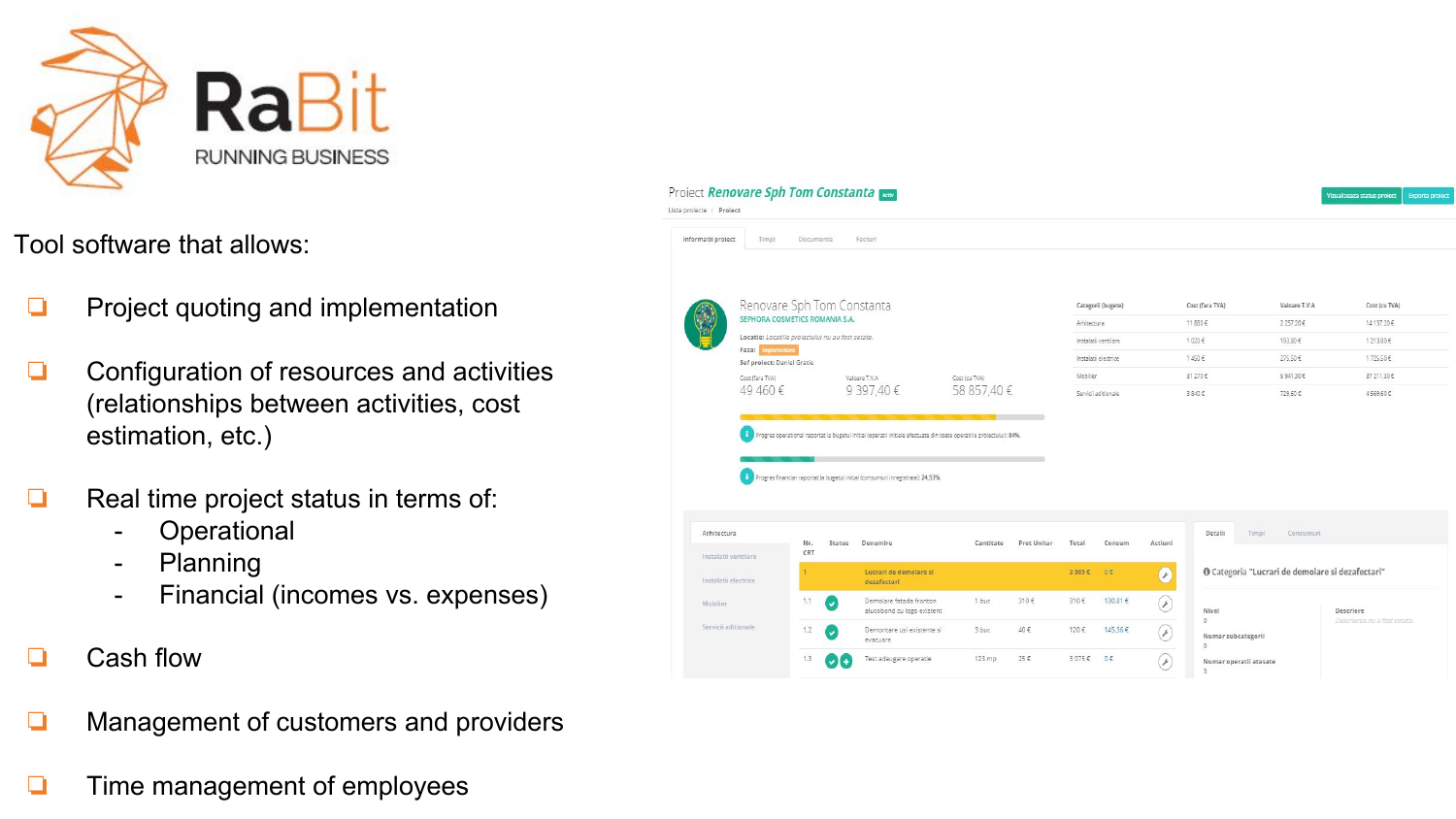RaBit
RUNNING BUSINESS

Tool software that allows:

- Project quoting and implementation
- Configuration of resources and activities (relationships between activities, cost estimation, etc.)
- Real time project status in terms of:
  - Operational
  - Planning
  - Financial (incomes vs. expenses)
- Cash flow
- Management of customers and providers
- Time management of employees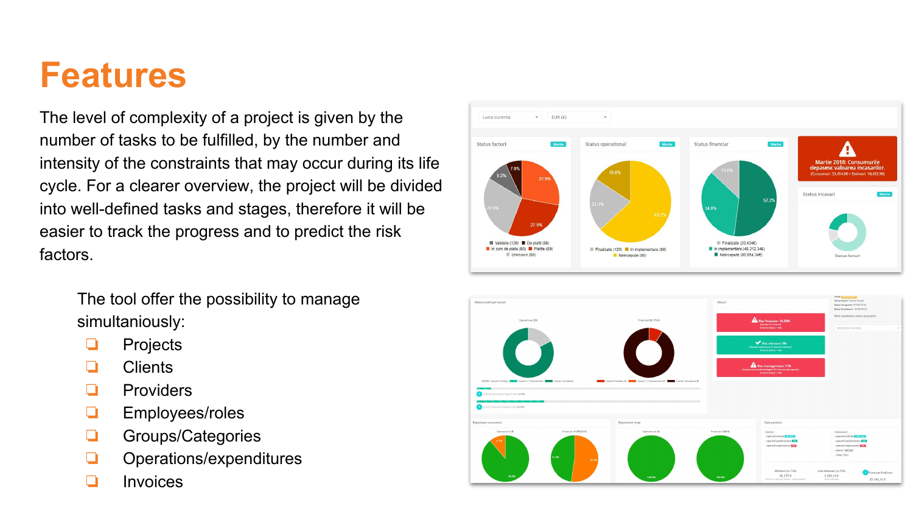# Features

The level of complexity of a project is given by the number of tasks to be fulfilled, by the number and intensity of the constraints that may occur during its life cycle. For a clearer overview, the project will be divided into well-defined tasks and stages, therefore it will be easier to track the progress and to predict the risk factors.

The tool offer the possibility to manage simultaniously:

- Projects
- Clients
- Providers
- Employees/roles
- Groups/Categories
- Operations/expenditures
- Invoices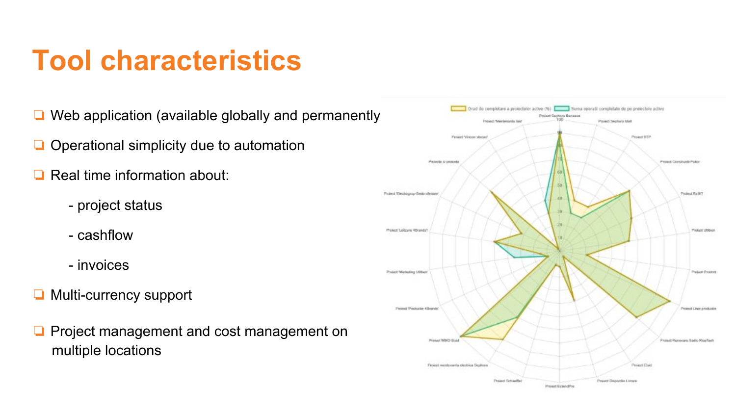# Tool characteristics

- Web application (available globally and permanently
- Operational simplicity due to automation
- Real time information about:
  - project status
  - cashflow
  - invoices
- Multi-currency support
- Project management and cost management on multiple locations

Grad de completare a proiectelor active (%)
Suma operatii completate de pe proiectele active
Proiect Sephora Baneasa
Proiect Sephora Mall
Proiect RTP
Proiect Construcții Pallet
Proiect RaBIT
Proiect Utilben
Proiect Proorm
Proiect Linie producție
Proiect Renovare Sediu RiseTech
Proiect Ebid
Proiect Depozite Lonare
Proiect ExtendPro
Proiect Schaeffler
Proiect mentenanta electrica Sephora
Proiect WMO Ebid
Proiect 'Productie 4Brands'
Proiect 'Marketing Utilben'
Proiect 'Lotzare 4Brands'
Proiect 'Electrogrup-Sedo ofertare'
Proiecte si proiecte
Proiect 'Vincon obosor'
Proiect 'Mentenanta last'
100
90
80
70
60
50
40
30
20
10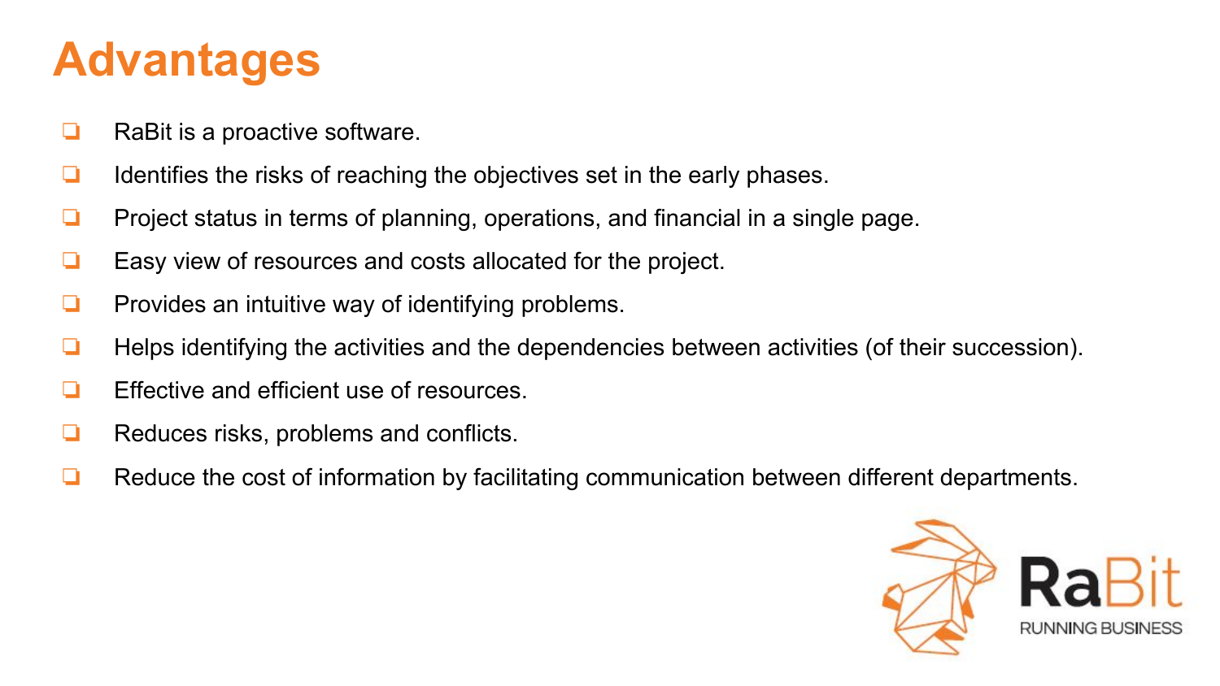# Advantages

- RaBit is a proactive software.
- Identifies the risks of reaching the objectives set in the early phases.
- Project status in terms of planning, operations, and financial in a single page.
- Easy view of resources and costs allocated for the project.
- Provides an intuitive way of identifying problems.
- Helps identifying the activities and the dependencies between activities (of their succession).
- Effective and efficient use of resources.
- Reduces risks, problems and conflicts.
- Reduce the cost of information by facilitating communication between different departments.

RaBit
RUNNING BUSINESS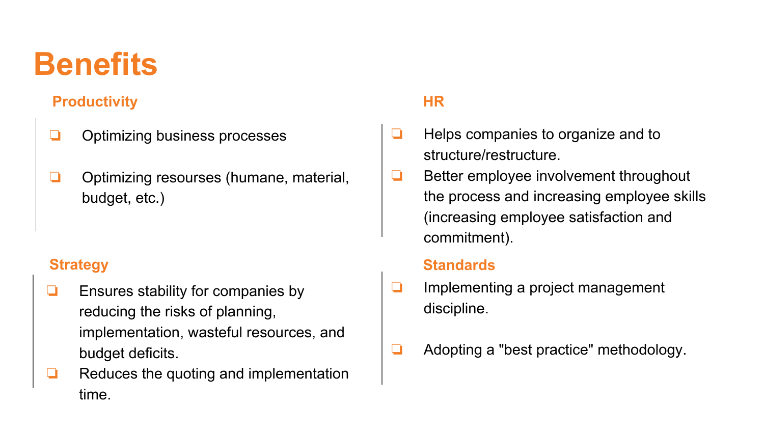# Benefits

## Productivity

- Optimizing business processes
- Optimizing resourses (humane, material, budget, etc.)

## HR

- Helps companies to organize and to structure/restructure.
- Better employee involvement throughout the process and increasing employee skills (increasing employee satisfaction and commitment).

## Strategy

- Ensures stability for companies by reducing the risks of planning, implementation, wasteful resources, and budget deficits.
- Reduces the quoting and implementation time.

## Standards

- Implementing a project management discipline.
- Adopting a "best practice" methodology.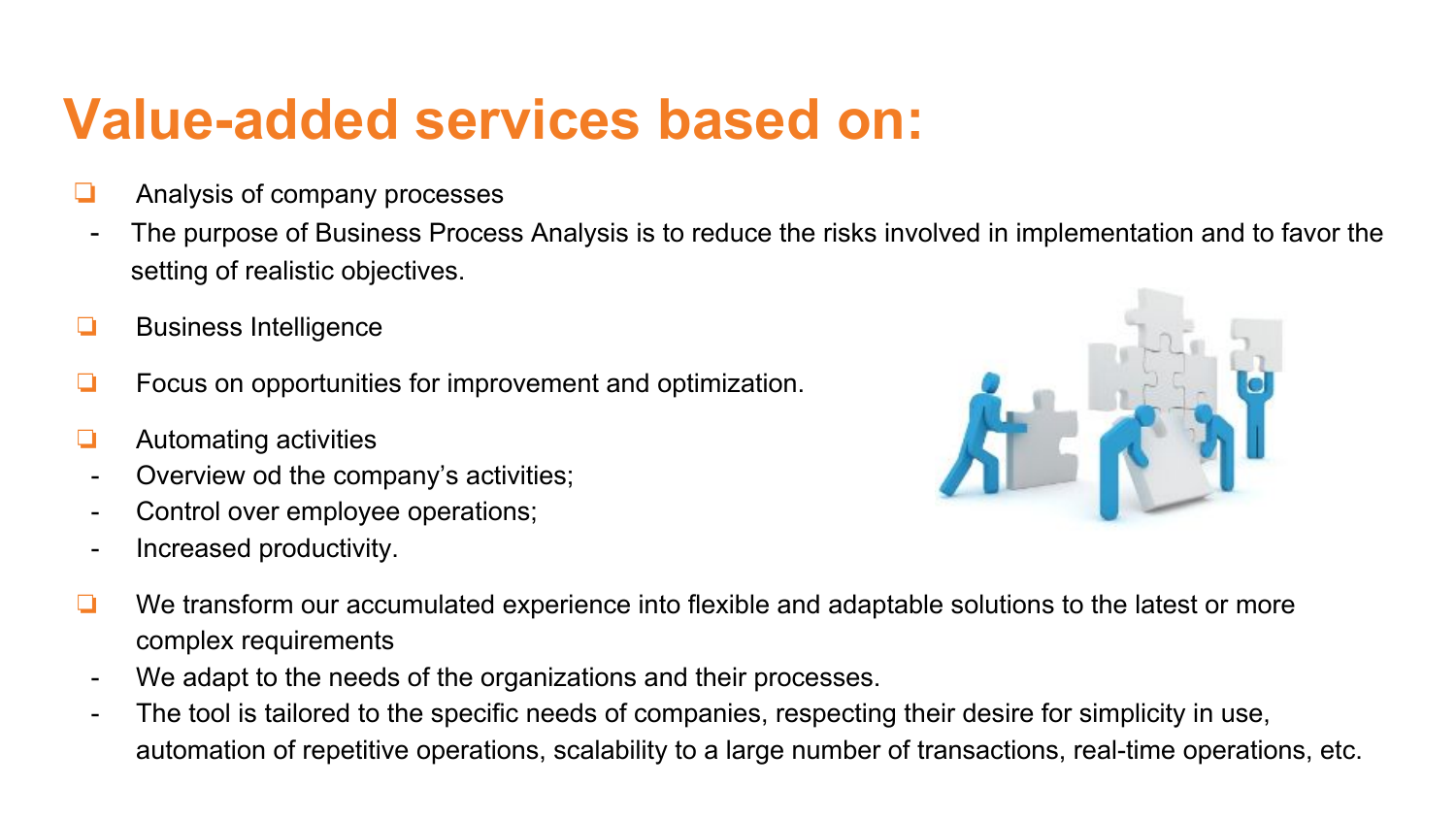# Value-added services based on:

- Analysis of company processes
  - The purpose of Business Process Analysis is to reduce the risks involved in implementation and to favor the setting of realistic objectives.
- Business Intelligence
- Focus on opportunities for improvement and optimization.
- Automating activities
  - Overview od the company's activities;
  - Control over employee operations;
  - Increased productivity.
- We transform our accumulated experience into flexible and adaptable solutions to the latest or more complex requirements
  - We adapt to the needs of the organizations and their processes.
  - The tool is tailored to the specific needs of companies, respecting their desire for simplicity in use, automation of repetitive operations, scalability to a large number of transactions, real-time operations, etc.